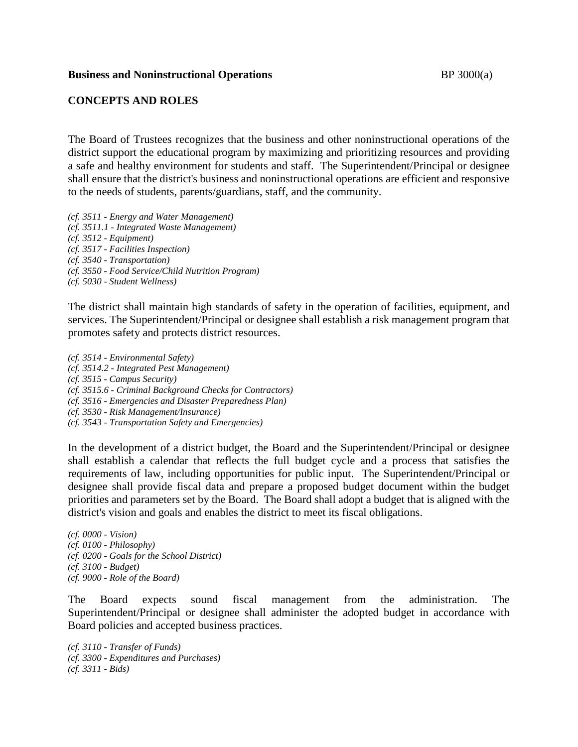**Business and Noninstructional Operations** BP 3000(a)

## CONCEPTS AND ROLES

The Board of Trustees recognizes that the business and other noninstructional operations of the district support the educational program by maximizing and prioritizing resources and providing a safe and healthy environment for students and staff. The Superintendent/Principal or designee shall ensure that the district's business and noninstructional operations are efficient and responsive to the needs of students, parents/guardians, staff, and the community.

*(cf. 3511 - Energy and Water Management)*
*(cf. 3511.1 - Integrated Waste Management)*
*(cf. 3512 - Equipment)*
*(cf. 3517 - Facilities Inspection)*
*(cf. 3540 - Transportation)*
*(cf. 3550 - Food Service/Child Nutrition Program)*
*(cf. 5030 - Student Wellness)*

The district shall maintain high standards of safety in the operation of facilities, equipment, and services. The Superintendent/Principal or designee shall establish a risk management program that promotes safety and protects district resources.

*(cf. 3514 - Environmental Safety)*
*(cf. 3514.2 - Integrated Pest Management)*
*(cf. 3515 - Campus Security)*
*(cf. 3515.6 - Criminal Background Checks for Contractors)*
*(cf. 3516 - Emergencies and Disaster Preparedness Plan)*
*(cf. 3530 - Risk Management/Insurance)*
*(cf. 3543 - Transportation Safety and Emergencies)*

In the development of a district budget, the Board and the Superintendent/Principal or designee shall establish a calendar that reflects the full budget cycle and a process that satisfies the requirements of law, including opportunities for public input. The Superintendent/Principal or designee shall provide fiscal data and prepare a proposed budget document within the budget priorities and parameters set by the Board. The Board shall adopt a budget that is aligned with the district's vision and goals and enables the district to meet its fiscal obligations.

*(cf. 0000 - Vision)*
*(cf. 0100 - Philosophy)*
*(cf. 0200 - Goals for the School District)*
*(cf. 3100 - Budget)*
*(cf. 9000 - Role of the Board)*

The Board expects sound fiscal management from the administration. The Superintendent/Principal or designee shall administer the adopted budget in accordance with Board policies and accepted business practices.

*(cf. 3110 - Transfer of Funds)*
*(cf. 3300 - Expenditures and Purchases)*
*(cf. 3311 - Bids)*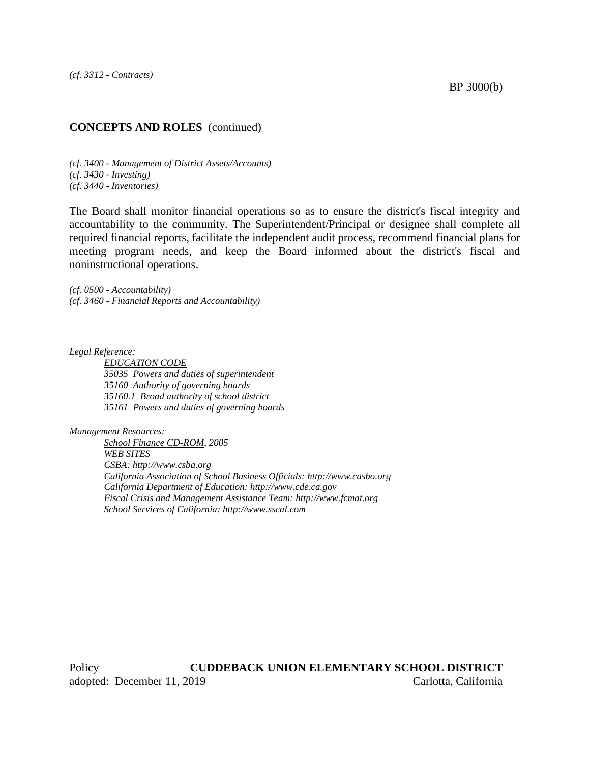*(cf. 3312 - Contracts)*

**CONCEPTS AND ROLES** (continued)

*(cf. 3400 - Management of District Assets/Accounts)*
*(cf. 3430 - Investing)*
*(cf. 3440 - Inventories)*

The Board shall monitor financial operations so as to ensure the district's fiscal integrity and accountability to the community. The Superintendent/Principal or designee shall complete all required financial reports, facilitate the independent audit process, recommend financial plans for meeting program needs, and keep the Board informed about the district's fiscal and noninstructional operations.

*(cf. 0500 - Accountability)*
*(cf. 3460 - Financial Reports and Accountability)*

*Legal Reference:*

*EDUCATION CODE*
*35035 Powers and duties of superintendent*
*35160 Authority of governing boards*
*35160.1 Broad authority of school district*
*35161 Powers and duties of governing boards*

*Management Resources:*

*School Finance CD-ROM, 2005*
*WEB SITES*
*CSBA: http://www.csba.org*
*California Association of School Business Officials: http://www.casbo.org*
*California Department of Education: http://www.cde.ca.gov*
*Fiscal Crisis and Management Assistance Team: http://www.fcmat.org*
*School Services of California: http://www.sscal.com*

Policy **CUDDEBACK UNION ELEMENTARY SCHOOL DISTRICT**
adopted: December 11, 2019 Carlotta, California